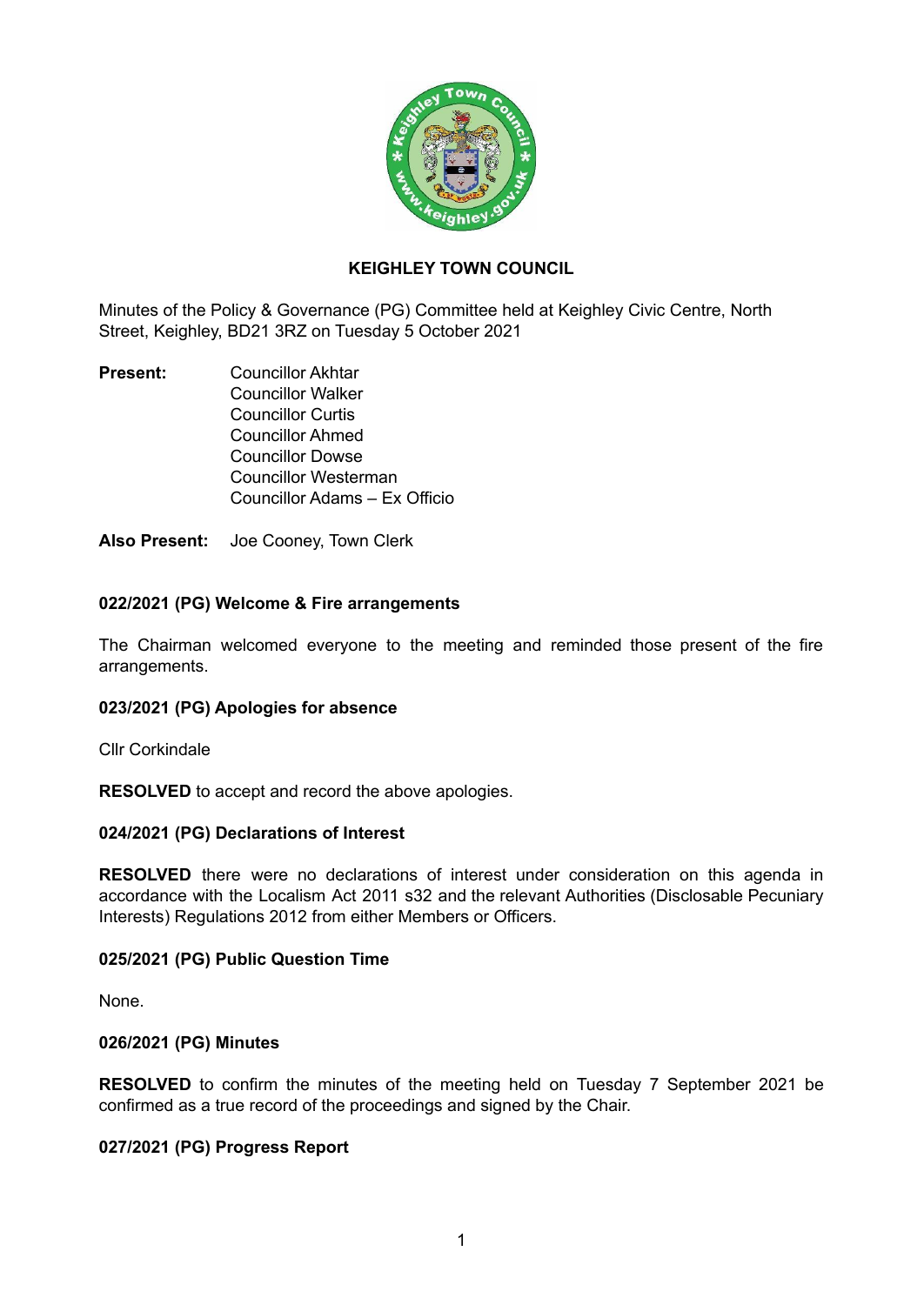# KEIGHLEY TOWN COUNCIL

Minutes of the Policy & Governance (PG) Committee held at Keighley Civic Centre, North Street, Keighley, BD21 3RZ on Tuesday 5 October 2021

**Present:** Councillor Akhtar
Councillor Walker
Councillor Curtis
Councillor Ahmed
Councillor Dowse
Councillor Westerman
Councillor Adams – Ex Officio

**Also Present:** Joe Cooney, Town Clerk

### 022/2021 (PG) Welcome & Fire arrangements

The Chairman welcomed everyone to the meeting and reminded those present of the fire arrangements.

### 023/2021 (PG) Apologies for absence

Cllr Corkindale

**RESOLVED** to accept and record the above apologies.

### 024/2021 (PG) Declarations of Interest

**RESOLVED** there were no declarations of interest under consideration on this agenda in accordance with the Localism Act 2011 s32 and the relevant Authorities (Disclosable Pecuniary Interests) Regulations 2012 from either Members or Officers.

### 025/2021 (PG) Public Question Time

None.

### 026/2021 (PG) Minutes

**RESOLVED** to confirm the minutes of the meeting held on Tuesday 7 September 2021 be confirmed as a true record of the proceedings and signed by the Chair.

### 027/2021 (PG) Progress Report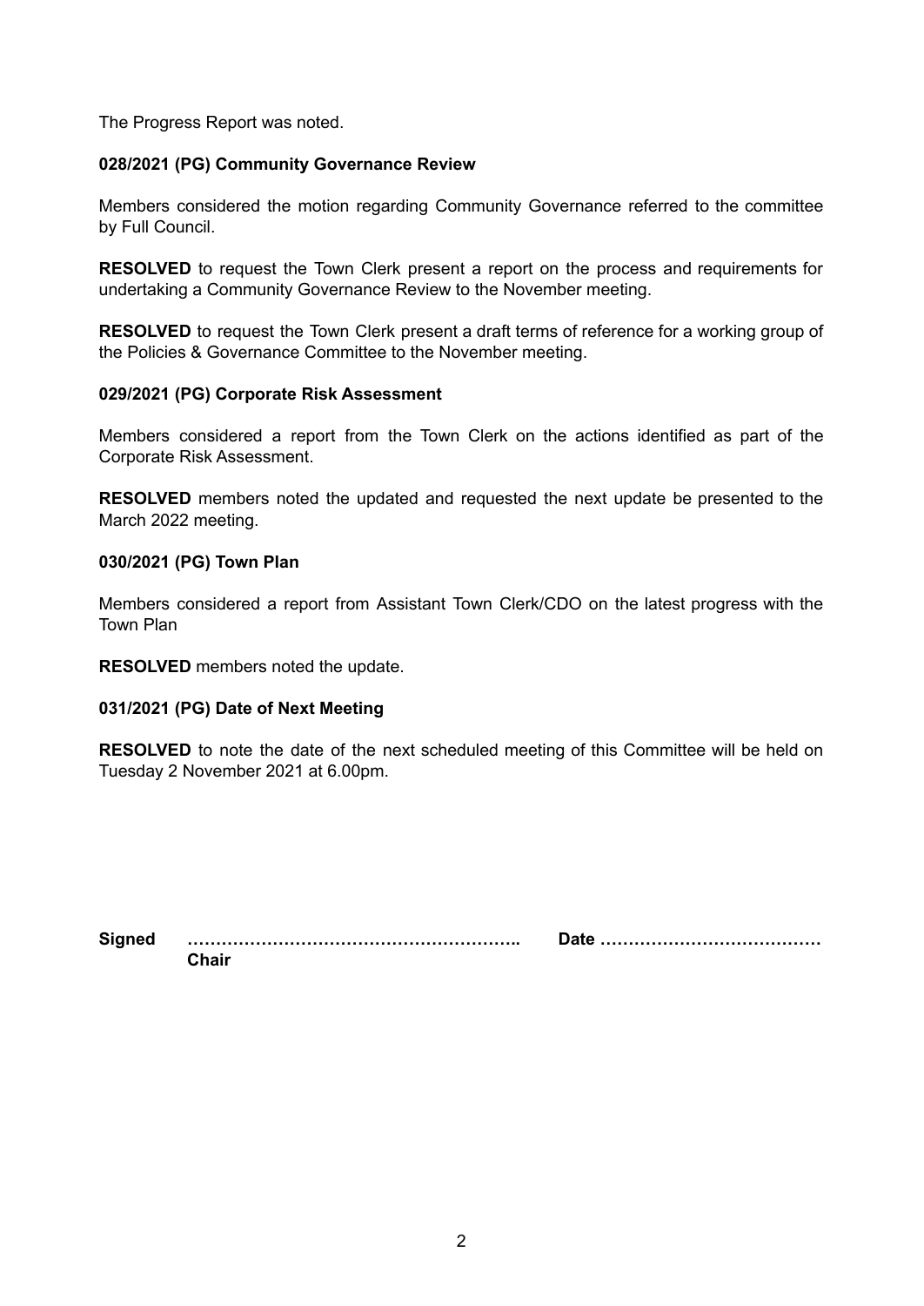The Progress Report was noted.

**028/2021 (PG) Community Governance Review**

Members considered the motion regarding Community Governance referred to the committee by Full Council.

**RESOLVED** to request the Town Clerk present a report on the process and requirements for undertaking a Community Governance Review to the November meeting.

**RESOLVED** to request the Town Clerk present a draft terms of reference for a working group of the Policies & Governance Committee to the November meeting.

**029/2021 (PG) Corporate Risk Assessment**

Members considered a report from the Town Clerk on the actions identified as part of the Corporate Risk Assessment.

**RESOLVED** members noted the updated and requested the next update be presented to the March 2022 meeting.

**030/2021 (PG) Town Plan**

Members considered a report from Assistant Town Clerk/CDO on the latest progress with the Town Plan

**RESOLVED** members noted the update.

**031/2021 (PG) Date of Next Meeting**

**RESOLVED** to note the date of the next scheduled meeting of this Committee will be held on Tuesday 2 November 2021 at 6.00pm.

**Signed** **………………………………………………..** **Date ……………………………….**
**Chair**